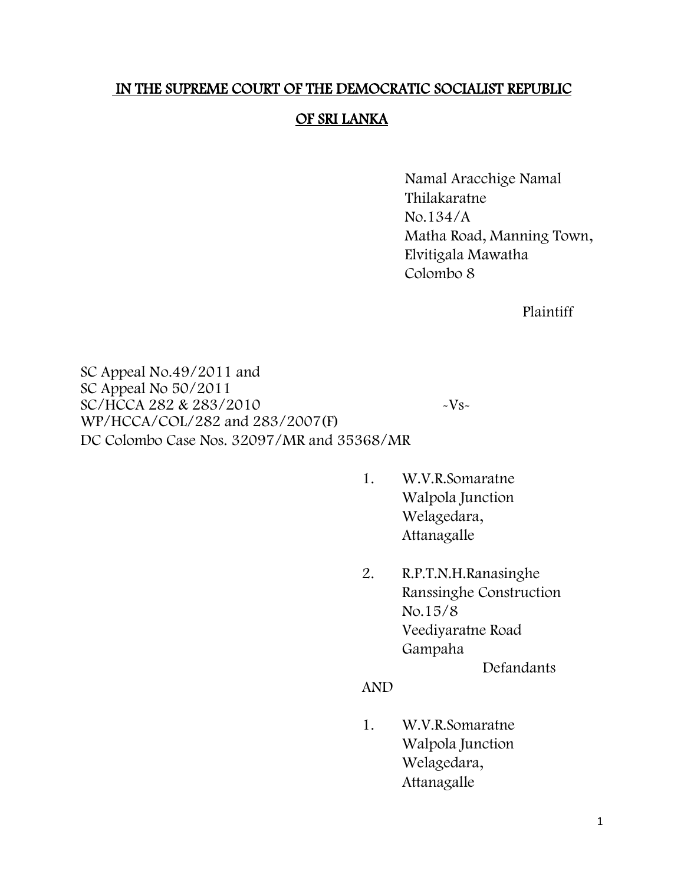# IN THE SUPREME COURT OF THE DEMOCRATIC SOCIALIST REPUBLIC OF SRI LANKA

Namal Aracchige Namal
Thilakaratne
No.134/A
Matha Road, Manning Town,
Elvitigala Mawatha
Colombo 8

Plaintiff

SC Appeal No.49/2011 and
SC Appeal No 50/2011
SC/HCCA 282 & 283/2010
WP/HCCA/COL/282 and 283/2007(F)
DC Colombo Case Nos. 32097/MR and 35368/MR

-Vs-

1. W.V.R.Somaratne
   Walpola Junction
   Welagedara,
   Attanagalle

2. R.P.T.N.H.Ranasinghe
   Ranssinghe Construction
   No.15/8
   Veediyaratne Road
   Gampaha

Defandants

AND

1. W.V.R.Somaratne
   Walpola Junction
   Welagedara,
   Attanagalle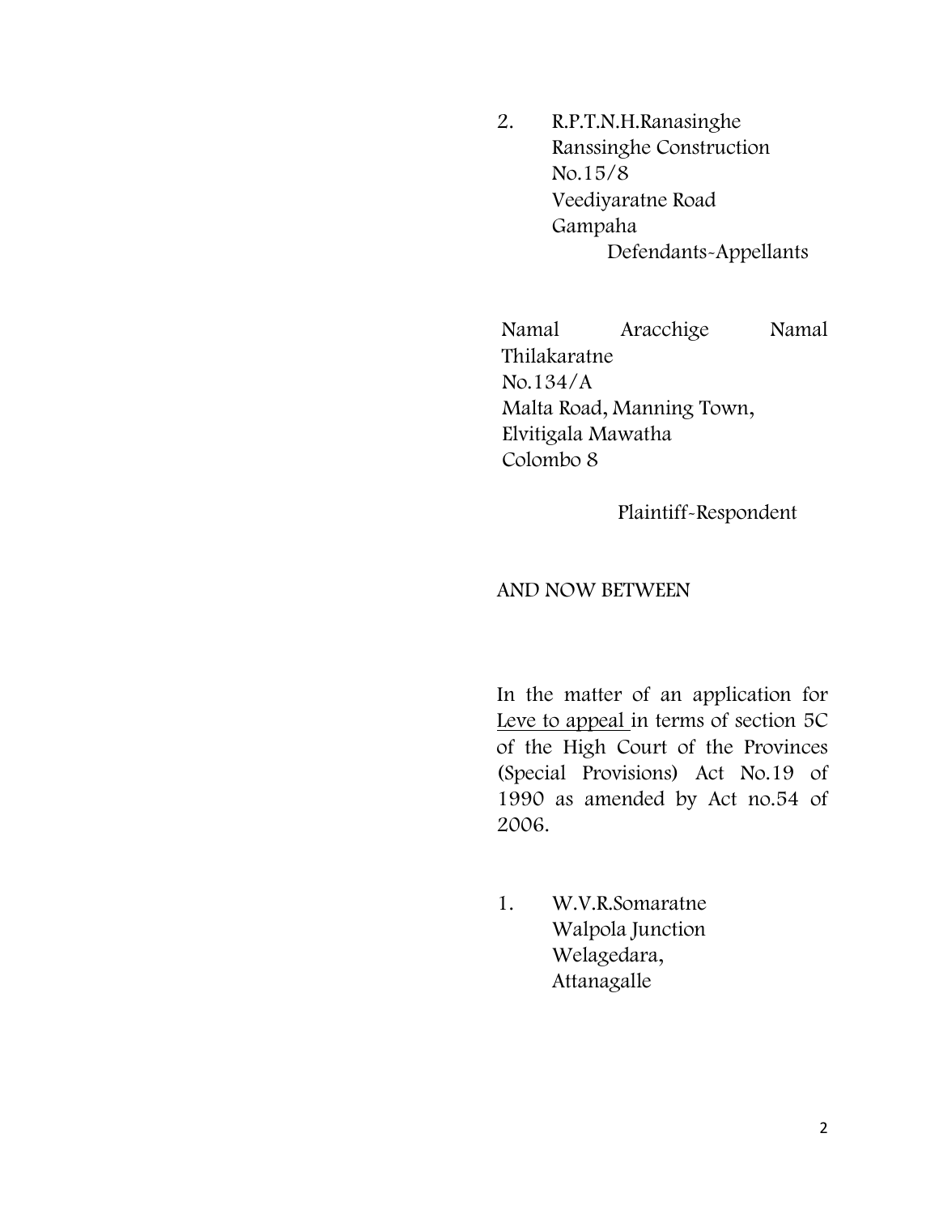2. R.P.T.N.H.Ranasinghe
   Ranssinghe Construction
   No.15/8
   Veediyaratne Road
   Gampaha

   Defendants-Appellants

Namal Aracchige Namal Thilakaratne
No.134/A
Malta Road, Manning Town,
Elvitigala Mawatha
Colombo 8

Plaintiff-Respondent

AND NOW BETWEEN

In the matter of an application for <u>Leve to appeal</u> in terms of section 5C of the High Court of the Provinces (Special Provisions) Act No.19 of 1990 as amended by Act no.54 of 2006.

1. W.V.R.Somaratne
   Walpola Junction
   Welagedara,
   Attanagalle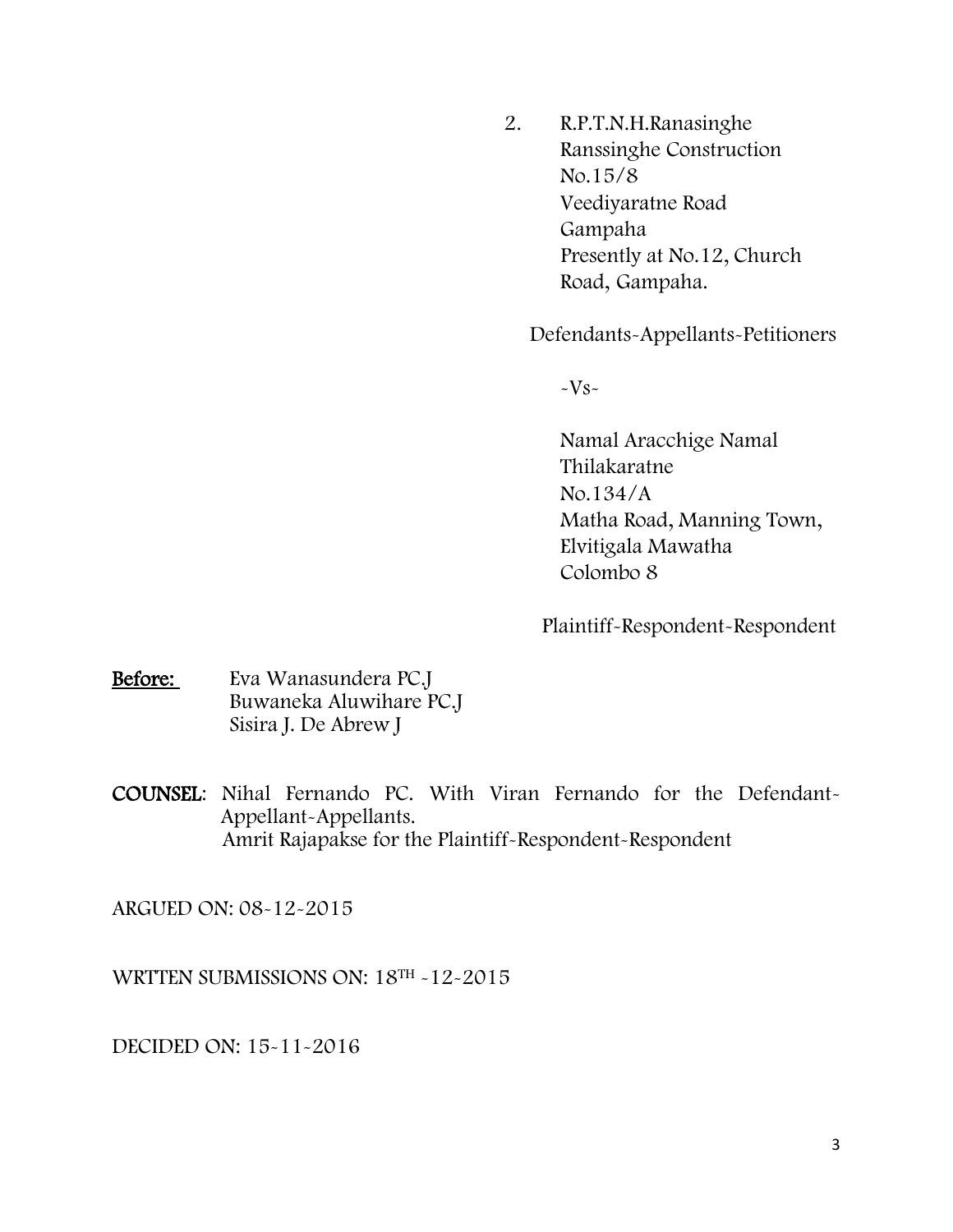2. R.P.T.N.H.Ranasinghe
   Ranssinghe Construction
   No.15/8
   Veediyaratne Road
   Gampaha
   Presently at No.12, Church
   Road, Gampaha.

Defendants-Appellants-Petitioners

-Vs-

Namal Aracchige Namal
Thilakaratne
No.134/A
Matha Road, Manning Town,
Elvitigala Mawatha
Colombo 8

Plaintiff-Respondent-Respondent

**Before:** Eva Wanasundera PC.J
Buwaneka Aluwihare PC.J
Sisira J. De Abrew J

**COUNSEL:** Nihal Fernando PC. With Viran Fernando for the Defendant-Appellant-Appellants.
Amrit Rajapakse for the Plaintiff-Respondent-Respondent

ARGUED ON: 08-12-2015

WRTTEN SUBMISSIONS ON: 18TH -12-2015

DECIDED ON: 15-11-2016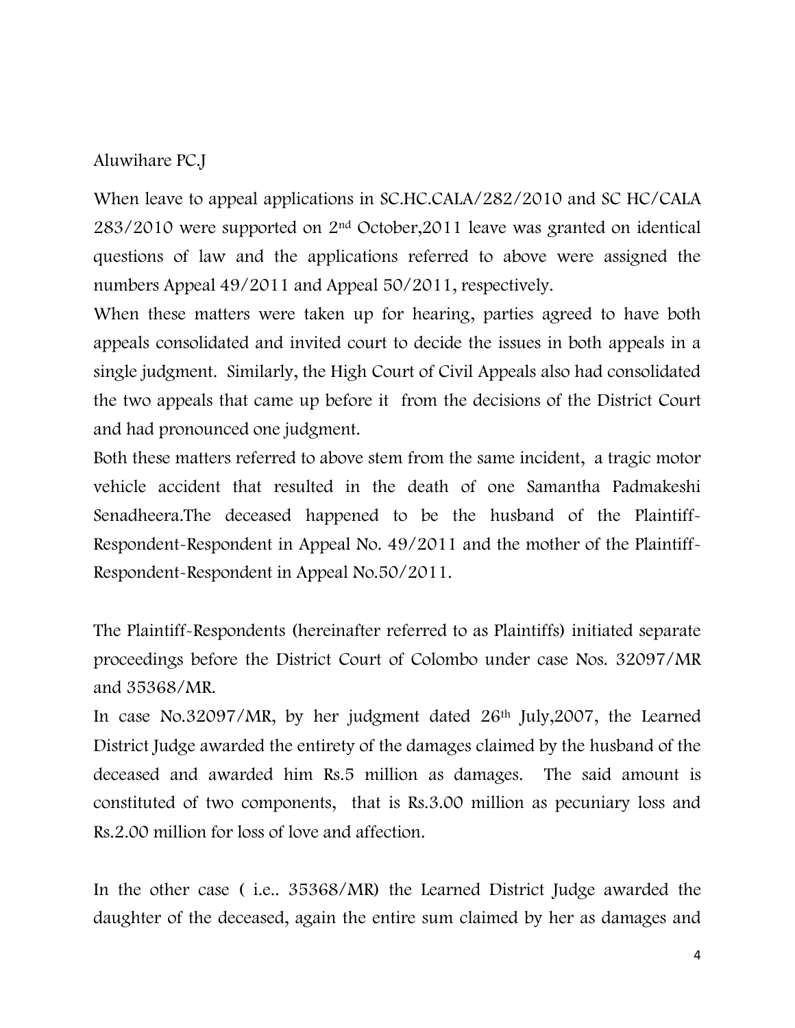Aluwihare PC.J

When leave to appeal applications in SC.HC.CALA/282/2010 and SC HC/CALA 283/2010 were supported on 2nd October,2011 leave was granted on identical questions of law and the applications referred to above were assigned the numbers Appeal 49/2011 and Appeal 50/2011, respectively.

When these matters were taken up for hearing, parties agreed to have both appeals consolidated and invited court to decide the issues in both appeals in a single judgment. Similarly, the High Court of Civil Appeals also had consolidated the two appeals that came up before it from the decisions of the District Court and had pronounced one judgment.

Both these matters referred to above stem from the same incident, a tragic motor vehicle accident that resulted in the death of one Samantha Padmakeshi Senadheera.The deceased happened to be the husband of the Plaintiff-Respondent-Respondent in Appeal No. 49/2011 and the mother of the Plaintiff-Respondent-Respondent in Appeal No.50/2011.

The Plaintiff-Respondents (hereinafter referred to as Plaintiffs) initiated separate proceedings before the District Court of Colombo under case Nos. 32097/MR and 35368/MR.

In case No.32097/MR, by her judgment dated 26th July,2007, the Learned District Judge awarded the entirety of the damages claimed by the husband of the deceased and awarded him Rs.5 million as damages. The said amount is constituted of two components, that is Rs.3.00 million as pecuniary loss and Rs.2.00 million for loss of love and affection.

In the other case ( i.e.. 35368/MR) the Learned District Judge awarded the daughter of the deceased, again the entire sum claimed by her as damages and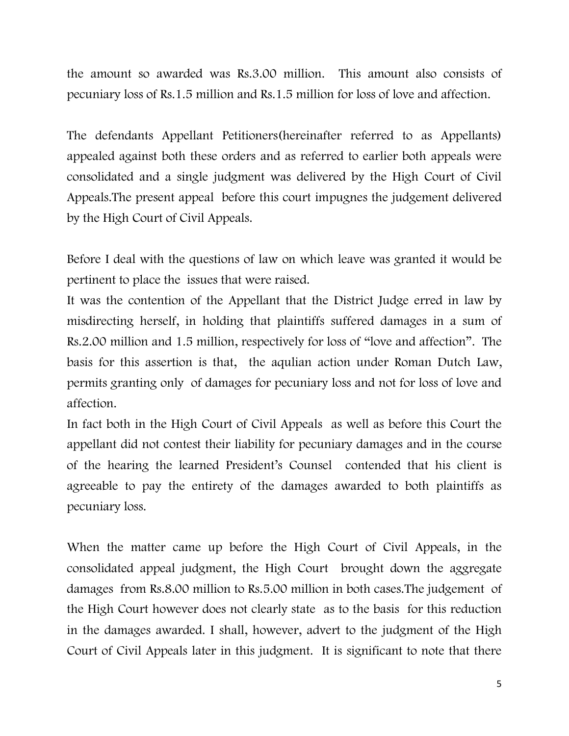the amount so awarded was Rs.3.00 million. This amount also consists of pecuniary loss of Rs.1.5 million and Rs.1.5 million for loss of love and affection.

The defendants Appellant Petitioners(hereinafter referred to as Appellants) appealed against both these orders and as referred to earlier both appeals were consolidated and a single judgment was delivered by the High Court of Civil Appeals.The present appeal before this court impugnes the judgement delivered by the High Court of Civil Appeals.

Before I deal with the questions of law on which leave was granted it would be pertinent to place the issues that were raised.

It was the contention of the Appellant that the District Judge erred in law by misdirecting herself, in holding that plaintiffs suffered damages in a sum of Rs.2.00 million and 1.5 million, respectively for loss of "love and affection". The basis for this assertion is that, the aqulian action under Roman Dutch Law, permits granting only of damages for pecuniary loss and not for loss of love and affection.

In fact both in the High Court of Civil Appeals as well as before this Court the appellant did not contest their liability for pecuniary damages and in the course of the hearing the learned President's Counsel contended that his client is agreeable to pay the entirety of the damages awarded to both plaintiffs as pecuniary loss.

When the matter came up before the High Court of Civil Appeals, in the consolidated appeal judgment, the High Court brought down the aggregate damages from Rs.8.00 million to Rs.5.00 million in both cases.The judgement of the High Court however does not clearly state as to the basis for this reduction in the damages awarded. I shall, however, advert to the judgment of the High Court of Civil Appeals later in this judgment. It is significant to note that there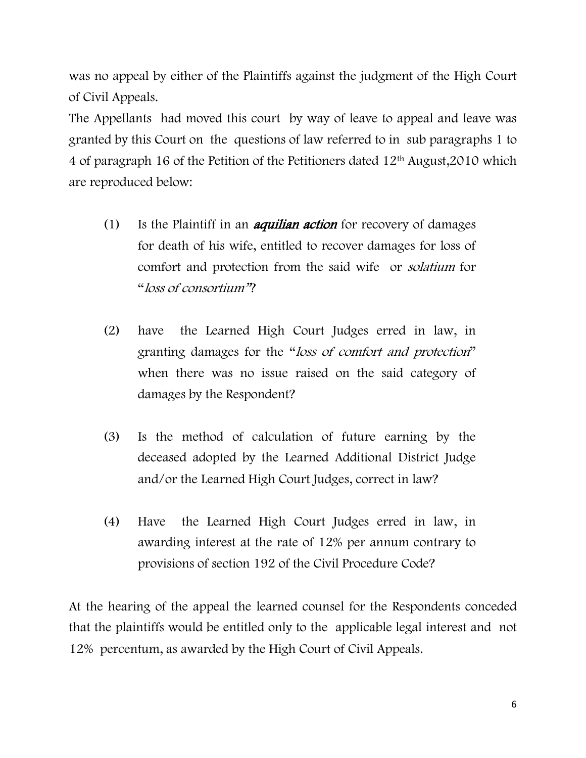was no appeal by either of the Plaintiffs against the judgment of the High Court of Civil Appeals.

The Appellants had moved this court by way of leave to appeal and leave was granted by this Court on the questions of law referred to in sub paragraphs 1 to 4 of paragraph 16 of the Petition of the Petitioners dated 12th August,2010 which are reproduced below:

(1) Is the Plaintiff in an ***aquilian action*** for recovery of damages for death of his wife, entitled to recover damages for loss of comfort and protection from the said wife or *solatium* for "*loss of consortium*"?

(2) have the Learned High Court Judges erred in law, in granting damages for the "*loss of comfort and protection*" when there was no issue raised on the said category of damages by the Respondent?

(3) Is the method of calculation of future earning by the deceased adopted by the Learned Additional District Judge and/or the Learned High Court Judges, correct in law?

(4) Have the Learned High Court Judges erred in law, in awarding interest at the rate of 12% per annum contrary to provisions of section 192 of the Civil Procedure Code?

At the hearing of the appeal the learned counsel for the Respondents conceded that the plaintiffs would be entitled only to the applicable legal interest and not 12% percentum, as awarded by the High Court of Civil Appeals.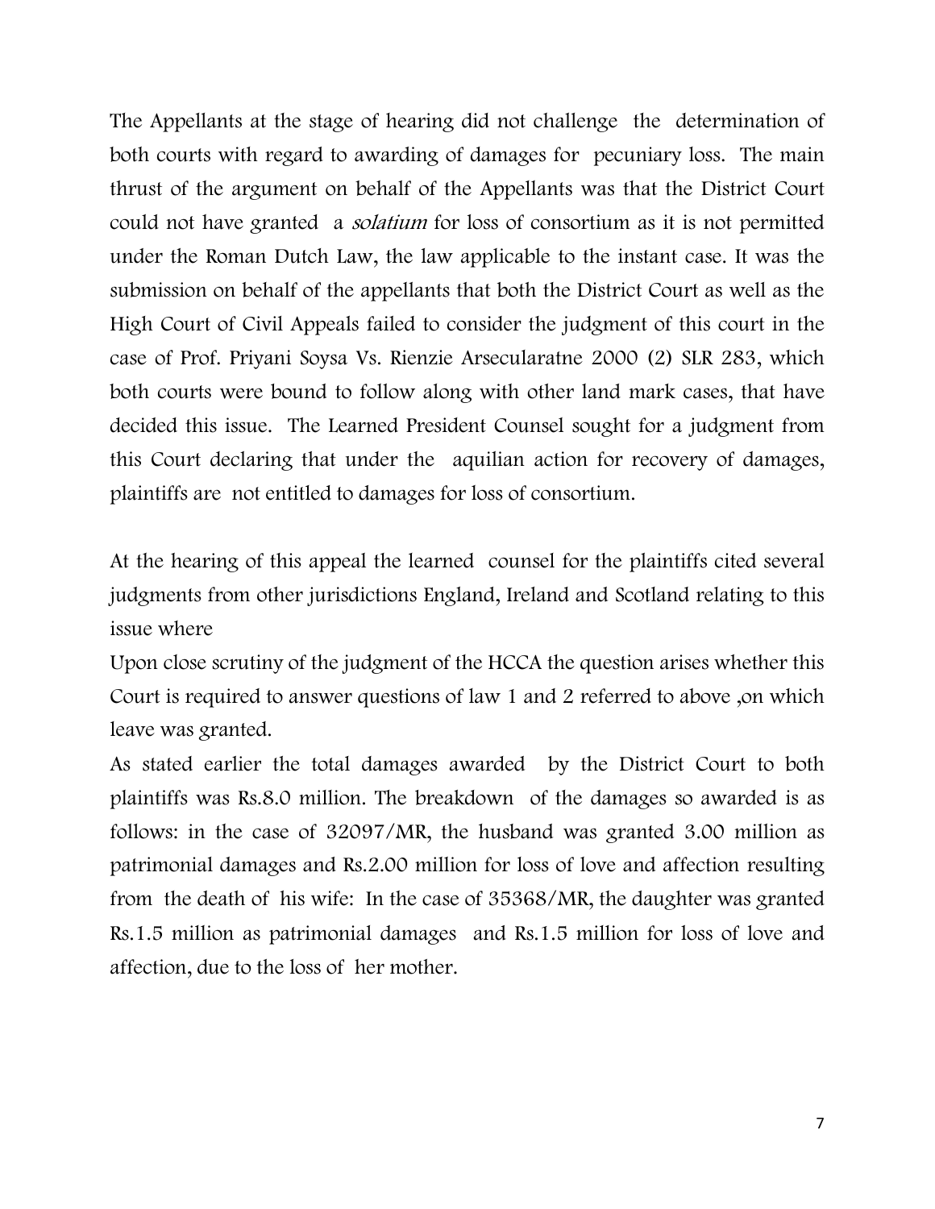The Appellants at the stage of hearing did not challenge the determination of both courts with regard to awarding of damages for pecuniary loss. The main thrust of the argument on behalf of the Appellants was that the District Court could not have granted a *solatium* for loss of consortium as it is not permitted under the Roman Dutch Law, the law applicable to the instant case. It was the submission on behalf of the appellants that both the District Court as well as the High Court of Civil Appeals failed to consider the judgment of this court in the case of Prof. Priyani Soysa Vs. Rienzie Arsecularatne 2000 (2) SLR 283, which both courts were bound to follow along with other land mark cases, that have decided this issue. The Learned President Counsel sought for a judgment from this Court declaring that under the aquilian action for recovery of damages, plaintiffs are not entitled to damages for loss of consortium.

At the hearing of this appeal the learned counsel for the plaintiffs cited several judgments from other jurisdictions England, Ireland and Scotland relating to this issue where

Upon close scrutiny of the judgment of the HCCA the question arises whether this Court is required to answer questions of law 1 and 2 referred to above ,on which leave was granted.

As stated earlier the total damages awarded by the District Court to both plaintiffs was Rs.8.0 million. The breakdown of the damages so awarded is as follows: in the case of 32097/MR, the husband was granted 3.00 million as patrimonial damages and Rs.2.00 million for loss of love and affection resulting from the death of his wife: In the case of 35368/MR, the daughter was granted Rs.1.5 million as patrimonial damages and Rs.1.5 million for loss of love and affection, due to the loss of her mother.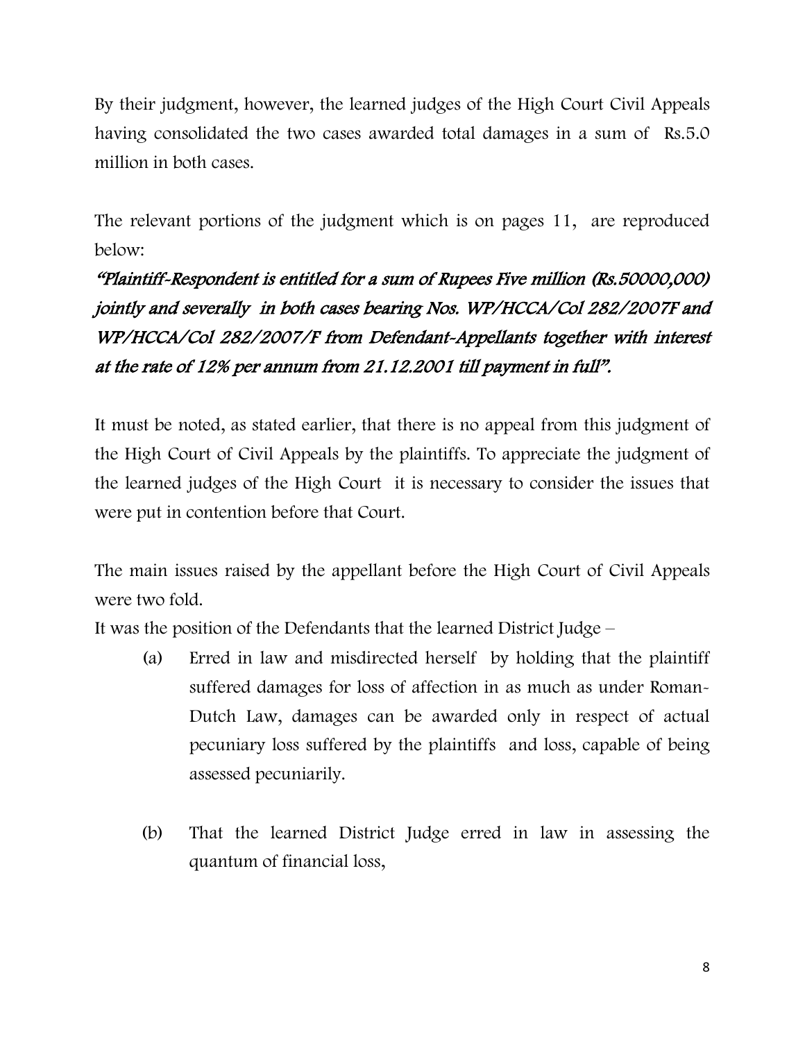By their judgment, however, the learned judges of the High Court Civil Appeals having consolidated the two cases awarded total damages in a sum of Rs.5.0 million in both cases.

The relevant portions of the judgment which is on pages 11, are reproduced below:

***"Plaintiff-Respondent is entitled for a sum of Rupees Five million (Rs.50000,000) jointly and severally in both cases bearing Nos. WP/HCCA/Col 282/2007F and WP/HCCA/Col 282/2007/F from Defendant-Appellants together with interest at the rate of 12% per annum from 21.12.2001 till payment in full".***

It must be noted, as stated earlier, that there is no appeal from this judgment of the High Court of Civil Appeals by the plaintiffs. To appreciate the judgment of the learned judges of the High Court it is necessary to consider the issues that were put in contention before that Court.

The main issues raised by the appellant before the High Court of Civil Appeals were two fold.

It was the position of the Defendants that the learned District Judge –

(a) Erred in law and misdirected herself by holding that the plaintiff suffered damages for loss of affection in as much as under Roman-Dutch Law, damages can be awarded only in respect of actual pecuniary loss suffered by the plaintiffs and loss, capable of being assessed pecuniarily.

(b) That the learned District Judge erred in law in assessing the quantum of financial loss,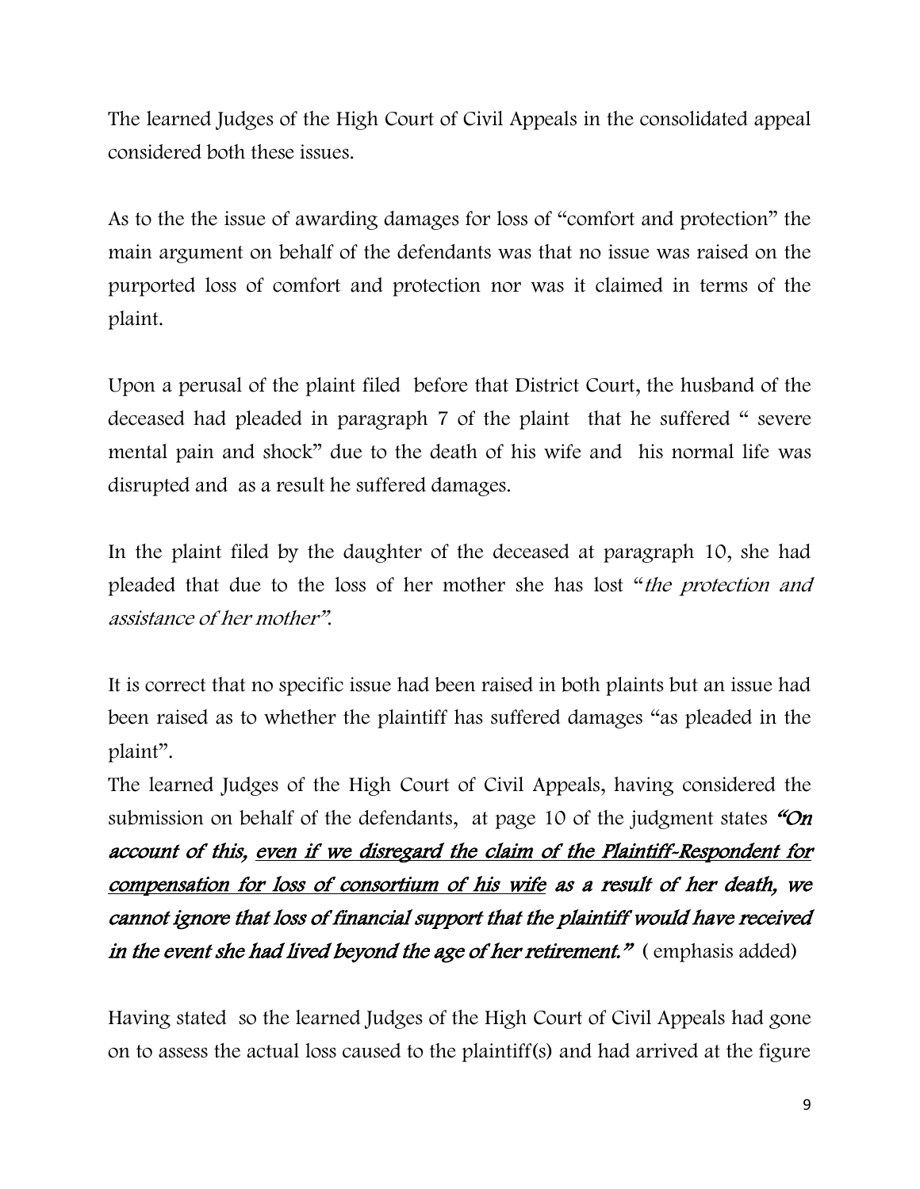The learned Judges of the High Court of Civil Appeals in the consolidated appeal considered both these issues.

As to the the issue of awarding damages for loss of "comfort and protection" the main argument on behalf of the defendants was that no issue was raised on the purported loss of comfort and protection nor was it claimed in terms of the plaint.

Upon a perusal of the plaint filed before that District Court, the husband of the deceased had pleaded in paragraph 7 of the plaint that he suffered " severe mental pain and shock" due to the death of his wife and his normal life was disrupted and as a result he suffered damages.

In the plaint filed by the daughter of the deceased at paragraph 10, she had pleaded that due to the loss of her mother she has lost "*the protection and assistance of her mother"*.

It is correct that no specific issue had been raised in both plaints but an issue had been raised as to whether the plaintiff has suffered damages "as pleaded in the plaint".

The learned Judges of the High Court of Civil Appeals, having considered the submission on behalf of the defendants, at page 10 of the judgment states ***"On account of this, <u>even if we disregard the claim of the Plaintiff-Respondent for compensation for loss of consortium of his wife</u> as a result of her death, we cannot ignore that loss of financial support that the plaintiff would have received in the event she had lived beyond the age of her retirement."*** ( emphasis added)

Having stated so the learned Judges of the High Court of Civil Appeals had gone on to assess the actual loss caused to the plaintiff(s) and had arrived at the figure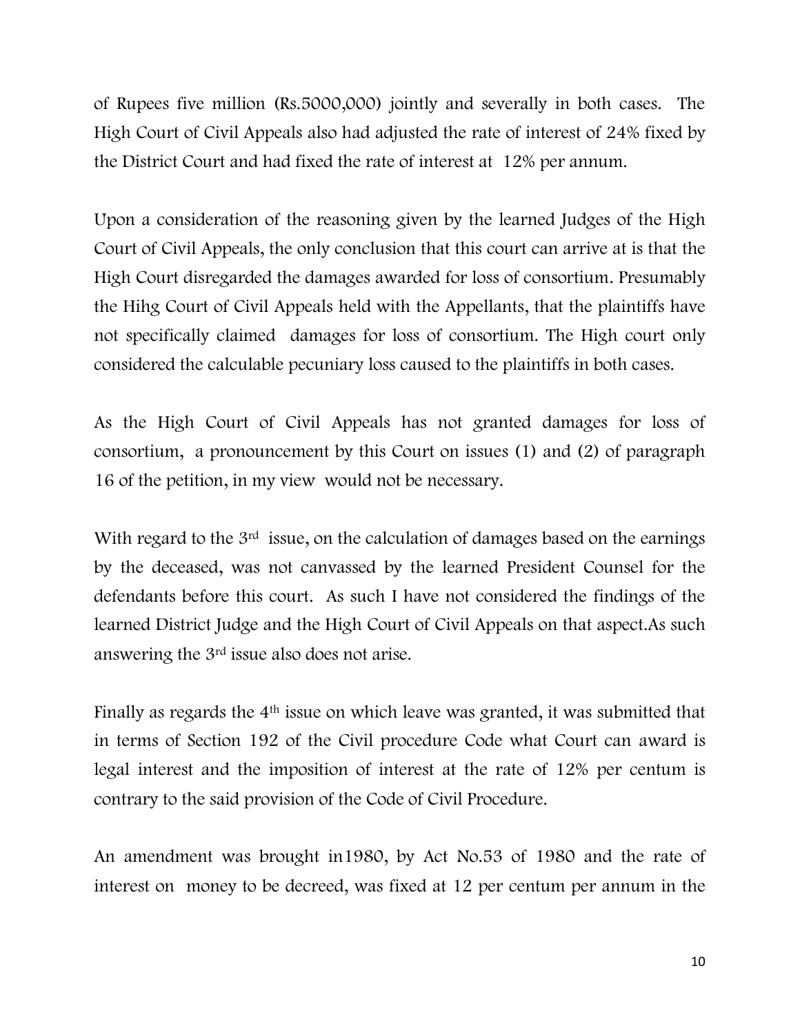of Rupees five million (Rs.5000,000) jointly and severally in both cases. The High Court of Civil Appeals also had adjusted the rate of interest of 24% fixed by the District Court and had fixed the rate of interest at 12% per annum.

Upon a consideration of the reasoning given by the learned Judges of the High Court of Civil Appeals, the only conclusion that this court can arrive at is that the High Court disregarded the damages awarded for loss of consortium. Presumably the Hihg Court of Civil Appeals held with the Appellants, that the plaintiffs have not specifically claimed damages for loss of consortium. The High court only considered the calculable pecuniary loss caused to the plaintiffs in both cases.

As the High Court of Civil Appeals has not granted damages for loss of consortium, a pronouncement by this Court on issues (1) and (2) of paragraph 16 of the petition, in my view would not be necessary.

With regard to the 3rd issue, on the calculation of damages based on the earnings by the deceased, was not canvassed by the learned President Counsel for the defendants before this court. As such I have not considered the findings of the learned District Judge and the High Court of Civil Appeals on that aspect.As such answering the 3rd issue also does not arise.

Finally as regards the 4th issue on which leave was granted, it was submitted that in terms of Section 192 of the Civil procedure Code what Court can award is legal interest and the imposition of interest at the rate of 12% per centum is contrary to the said provision of the Code of Civil Procedure.

An amendment was brought in1980, by Act No.53 of 1980 and the rate of interest on money to be decreed, was fixed at 12 per centum per annum in the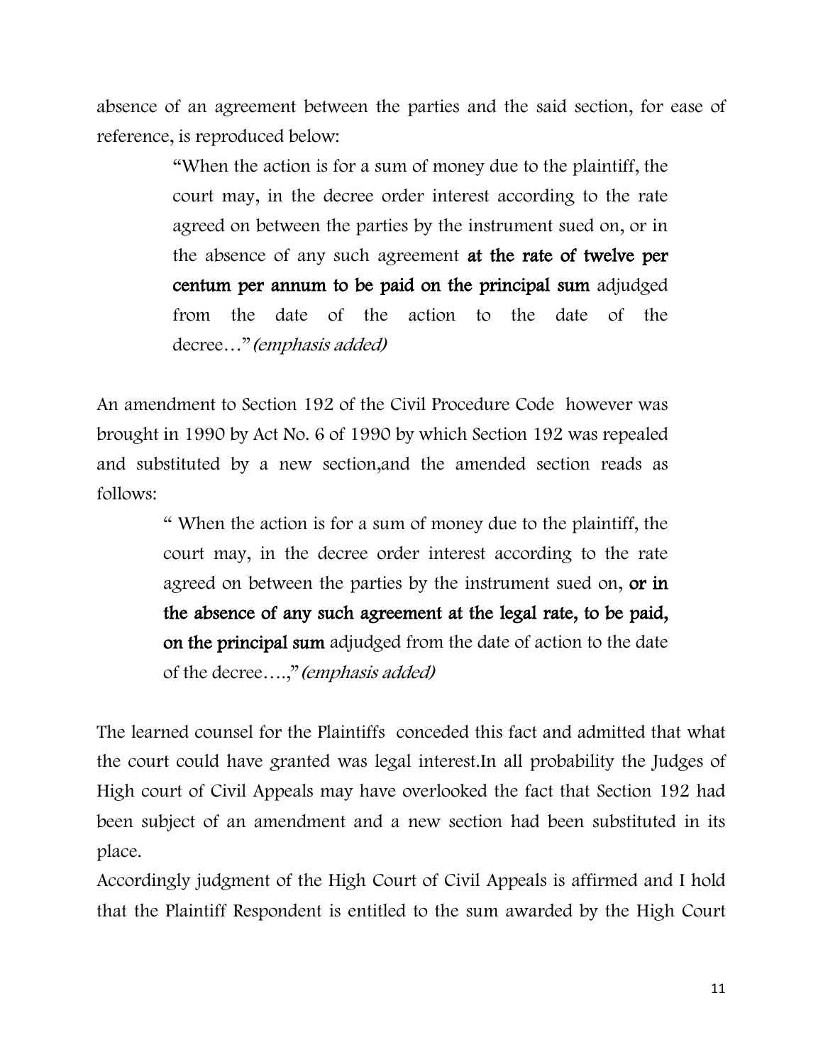absence of an agreement between the parties and the said section, for ease of reference, is reproduced below:

> "When the action is for a sum of money due to the plaintiff, the court may, in the decree order interest according to the rate agreed on between the parties by the instrument sued on, or in the absence of any such agreement **at the rate of twelve per centum per annum to be paid on the principal sum** adjudged from the date of the action to the date of the decree…" *(emphasis added)*

An amendment to Section 192 of the Civil Procedure Code however was brought in 1990 by Act No. 6 of 1990 by which Section 192 was repealed and substituted by a new section,and the amended section reads as follows:

> " When the action is for a sum of money due to the plaintiff, the court may, in the decree order interest according to the rate agreed on between the parties by the instrument sued on, **or in the absence of any such agreement at the legal rate, to be paid, on the principal sum** adjudged from the date of action to the date of the decree….," *(emphasis added)*

The learned counsel for the Plaintiffs conceded this fact and admitted that what the court could have granted was legal interest.In all probability the Judges of High court of Civil Appeals may have overlooked the fact that Section 192 had been subject of an amendment and a new section had been substituted in its place.

Accordingly judgment of the High Court of Civil Appeals is affirmed and I hold that the Plaintiff Respondent is entitled to the sum awarded by the High Court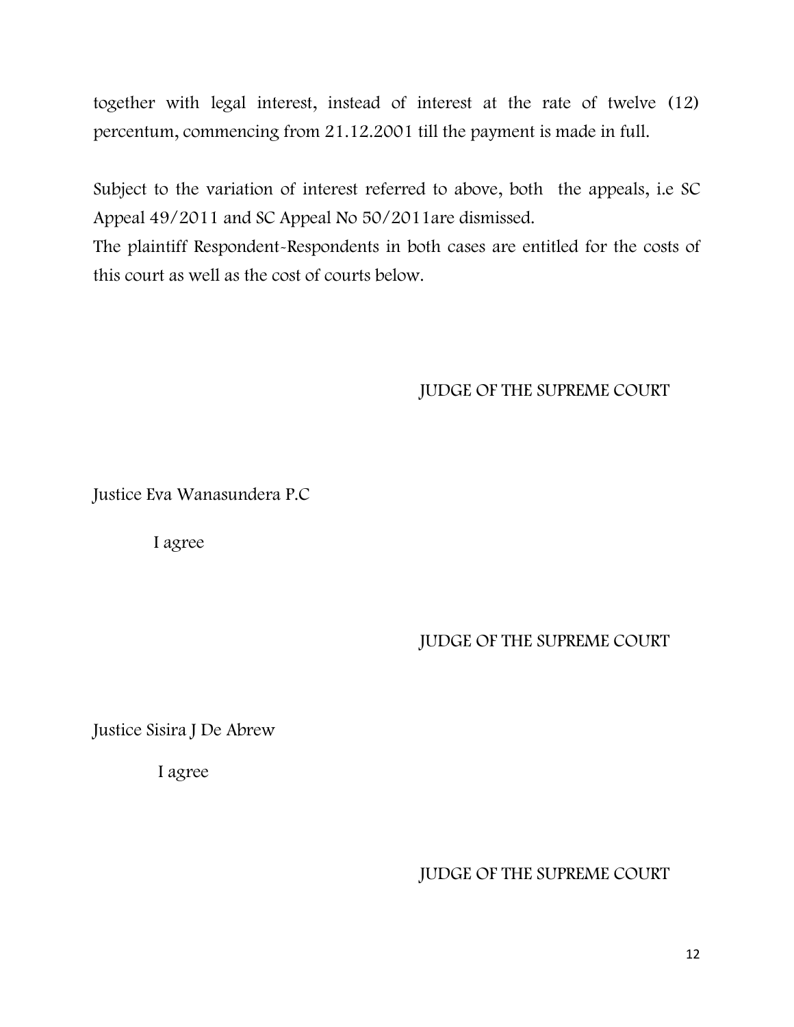together with legal interest, instead of interest at the rate of twelve (12) percentum, commencing from 21.12.2001 till the payment is made in full.

Subject to the variation of interest referred to above, both the appeals, i.e SC Appeal 49/2011 and SC Appeal No 50/2011are dismissed.
The plaintiff Respondent-Respondents in both cases are entitled for the costs of this court as well as the cost of courts below.

JUDGE OF THE SUPREME COURT

Justice Eva Wanasundera P.C

I agree

JUDGE OF THE SUPREME COURT

Justice Sisira J De Abrew

I agree

JUDGE OF THE SUPREME COURT